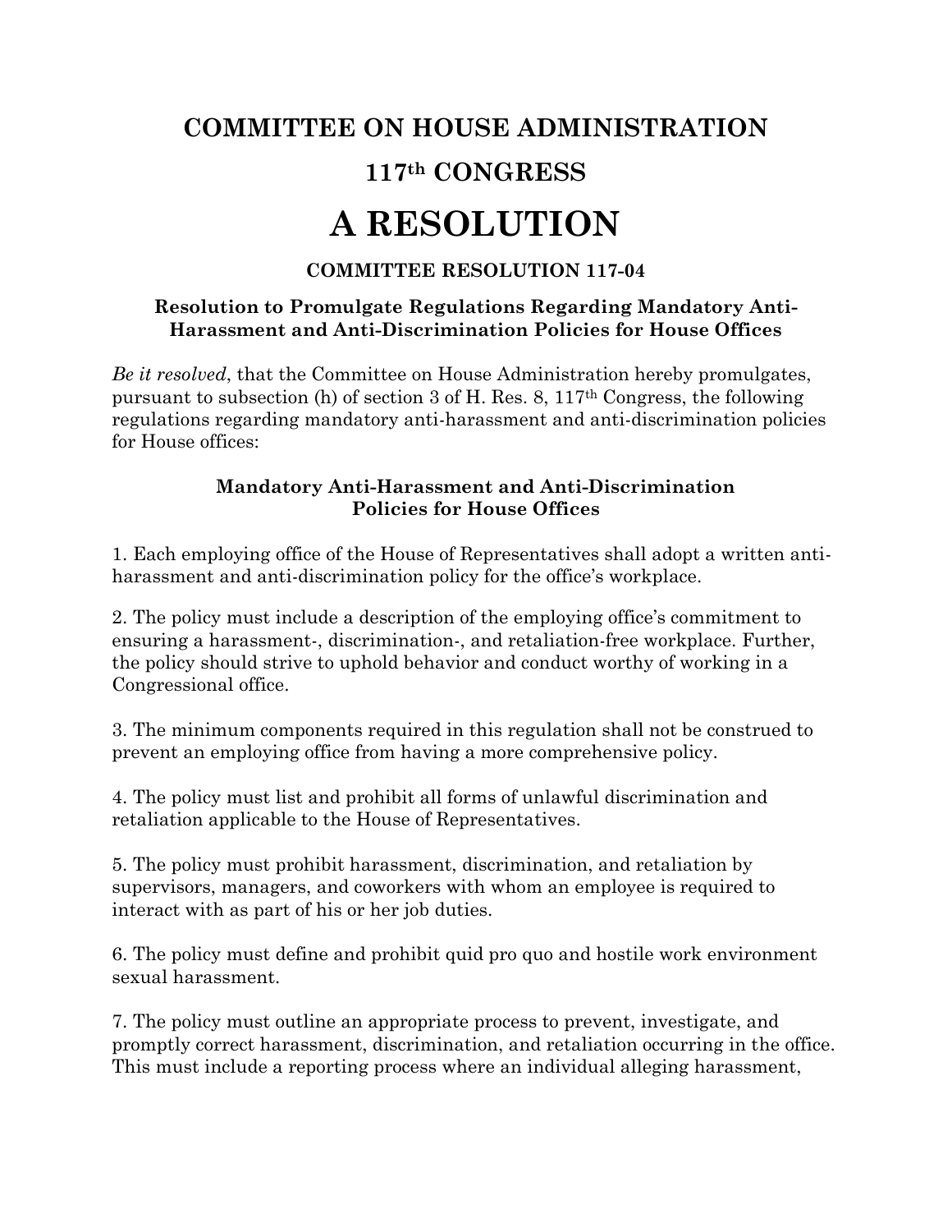# COMMITTEE ON HOUSE ADMINISTRATION

# 117th CONGRESS

# A RESOLUTION

### COMMITTEE RESOLUTION 117-04

### Resolution to Promulgate Regulations Regarding Mandatory Anti-Harassment and Anti-Discrimination Policies for House Offices

*Be it resolved*, that the Committee on House Administration hereby promulgates, pursuant to subsection (h) of section 3 of H. Res. 8, 117th Congress, the following regulations regarding mandatory anti-harassment and anti-discrimination policies for House offices:

### Mandatory Anti-Harassment and Anti-Discrimination Policies for House Offices

1. Each employing office of the House of Representatives shall adopt a written anti-harassment and anti-discrimination policy for the office's workplace.

2. The policy must include a description of the employing office's commitment to ensuring a harassment-, discrimination-, and retaliation-free workplace. Further, the policy should strive to uphold behavior and conduct worthy of working in a Congressional office.

3. The minimum components required in this regulation shall not be construed to prevent an employing office from having a more comprehensive policy.

4. The policy must list and prohibit all forms of unlawful discrimination and retaliation applicable to the House of Representatives.

5. The policy must prohibit harassment, discrimination, and retaliation by supervisors, managers, and coworkers with whom an employee is required to interact with as part of his or her job duties.

6. The policy must define and prohibit quid pro quo and hostile work environment sexual harassment.

7. The policy must outline an appropriate process to prevent, investigate, and promptly correct harassment, discrimination, and retaliation occurring in the office. This must include a reporting process where an individual alleging harassment,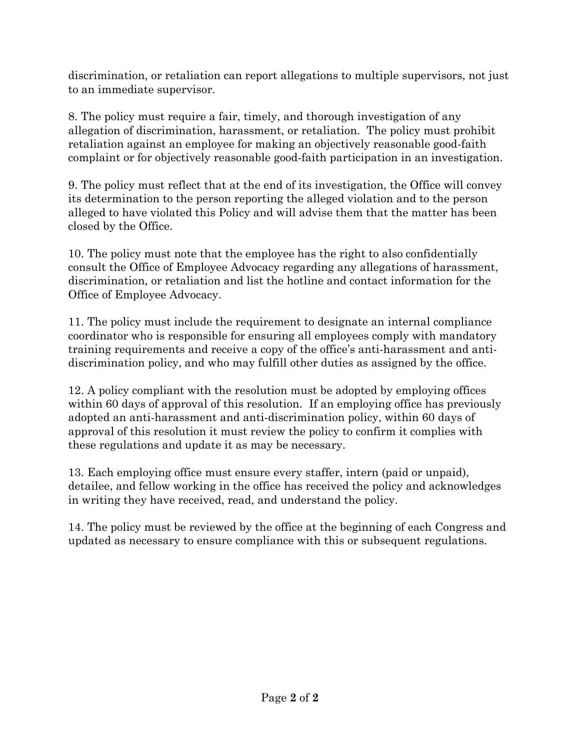discrimination, or retaliation can report allegations to multiple supervisors, not just to an immediate supervisor.

8. The policy must require a fair, timely, and thorough investigation of any allegation of discrimination, harassment, or retaliation. The policy must prohibit retaliation against an employee for making an objectively reasonable good-faith complaint or for objectively reasonable good-faith participation in an investigation.

9. The policy must reflect that at the end of its investigation, the Office will convey its determination to the person reporting the alleged violation and to the person alleged to have violated this Policy and will advise them that the matter has been closed by the Office.

10. The policy must note that the employee has the right to also confidentially consult the Office of Employee Advocacy regarding any allegations of harassment, discrimination, or retaliation and list the hotline and contact information for the Office of Employee Advocacy.

11. The policy must include the requirement to designate an internal compliance coordinator who is responsible for ensuring all employees comply with mandatory training requirements and receive a copy of the office's anti-harassment and anti-discrimination policy, and who may fulfill other duties as assigned by the office.

12. A policy compliant with the resolution must be adopted by employing offices within 60 days of approval of this resolution. If an employing office has previously adopted an anti-harassment and anti-discrimination policy, within 60 days of approval of this resolution it must review the policy to confirm it complies with these regulations and update it as may be necessary.

13. Each employing office must ensure every staffer, intern (paid or unpaid), detailee, and fellow working in the office has received the policy and acknowledges in writing they have received, read, and understand the policy.

14. The policy must be reviewed by the office at the beginning of each Congress and updated as necessary to ensure compliance with this or subsequent regulations.